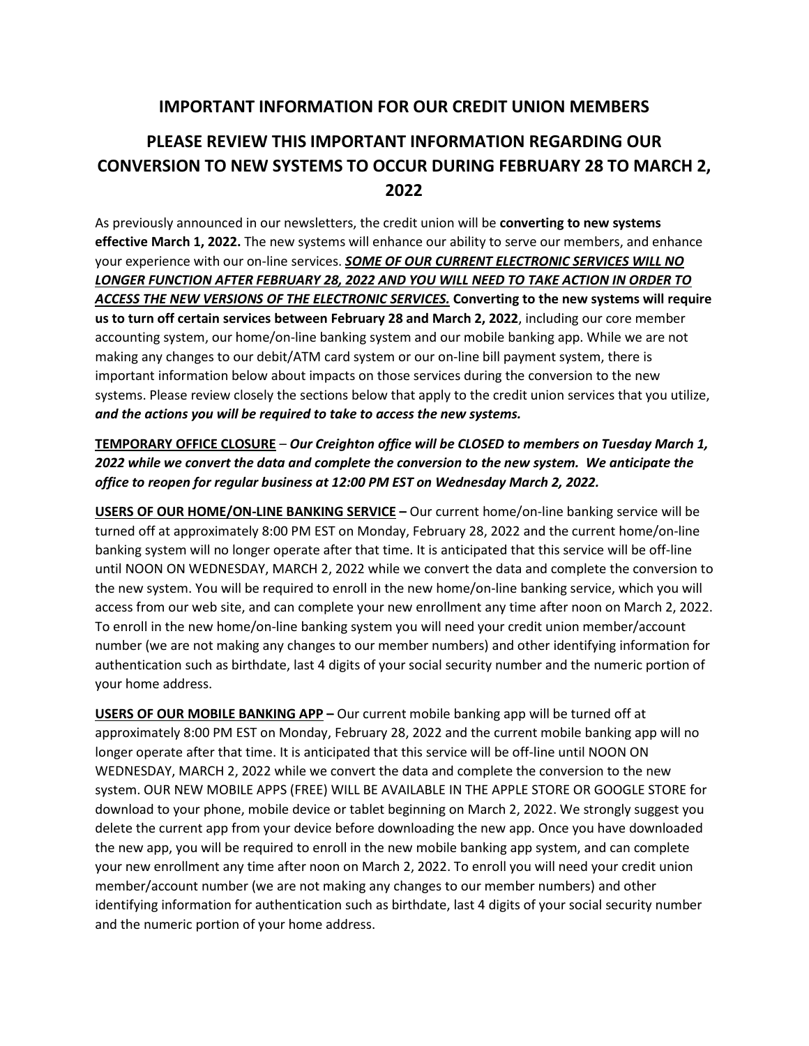# IMPORTANT INFORMATION FOR OUR CREDIT UNION MEMBERS

## PLEASE REVIEW THIS IMPORTANT INFORMATION REGARDING OUR CONVERSION TO NEW SYSTEMS TO OCCUR DURING FEBRUARY 28 TO MARCH 2, 2022

As previously announced in our newsletters, the credit union will be **converting to new systems effective March 1, 2022.** The new systems will enhance our ability to serve our members, and enhance your experience with our on-line services. ***<u>SOME OF OUR CURRENT ELECTRONIC SERVICES WILL NO LONGER FUNCTION AFTER FEBRUARY 28, 2022 AND YOU WILL NEED TO TAKE ACTION IN ORDER TO ACCESS THE NEW VERSIONS OF THE ELECTRONIC SERVICES.</u>*** **Converting to the new systems will require us to turn off certain services between February 28 and March 2, 2022**, including our core member accounting system, our home/on-line banking system and our mobile banking app. While we are not making any changes to our debit/ATM card system or our on-line bill payment system, there is important information below about impacts on those services during the conversion to the new systems. Please review closely the sections below that apply to the credit union services that you utilize, ***and the actions you will be required to take to access the new systems.***

**<u>TEMPORARY OFFICE CLOSURE</u>** – ***Our Creighton office will be CLOSED to members on Tuesday March 1, 2022 while we convert the data and complete the conversion to the new system. We anticipate the office to reopen for regular business at 12:00 PM EST on Wednesday March 2, 2022.***

**<u>USERS OF OUR HOME/ON-LINE BANKING SERVICE</u> –** Our current home/on-line banking service will be turned off at approximately 8:00 PM EST on Monday, February 28, 2022 and the current home/on-line banking system will no longer operate after that time. It is anticipated that this service will be off-line until NOON ON WEDNESDAY, MARCH 2, 2022 while we convert the data and complete the conversion to the new system. You will be required to enroll in the new home/on-line banking service, which you will access from our web site, and can complete your new enrollment any time after noon on March 2, 2022. To enroll in the new home/on-line banking system you will need your credit union member/account number (we are not making any changes to our member numbers) and other identifying information for authentication such as birthdate, last 4 digits of your social security number and the numeric portion of your home address.

**<u>USERS OF OUR MOBILE BANKING APP</u> –** Our current mobile banking app will be turned off at approximately 8:00 PM EST on Monday, February 28, 2022 and the current mobile banking app will no longer operate after that time. It is anticipated that this service will be off-line until NOON ON WEDNESDAY, MARCH 2, 2022 while we convert the data and complete the conversion to the new system. OUR NEW MOBILE APPS (FREE) WILL BE AVAILABLE IN THE APPLE STORE OR GOOGLE STORE for download to your phone, mobile device or tablet beginning on March 2, 2022. We strongly suggest you delete the current app from your device before downloading the new app. Once you have downloaded the new app, you will be required to enroll in the new mobile banking app system, and can complete your new enrollment any time after noon on March 2, 2022. To enroll you will need your credit union member/account number (we are not making any changes to our member numbers) and other identifying information for authentication such as birthdate, last 4 digits of your social security number and the numeric portion of your home address.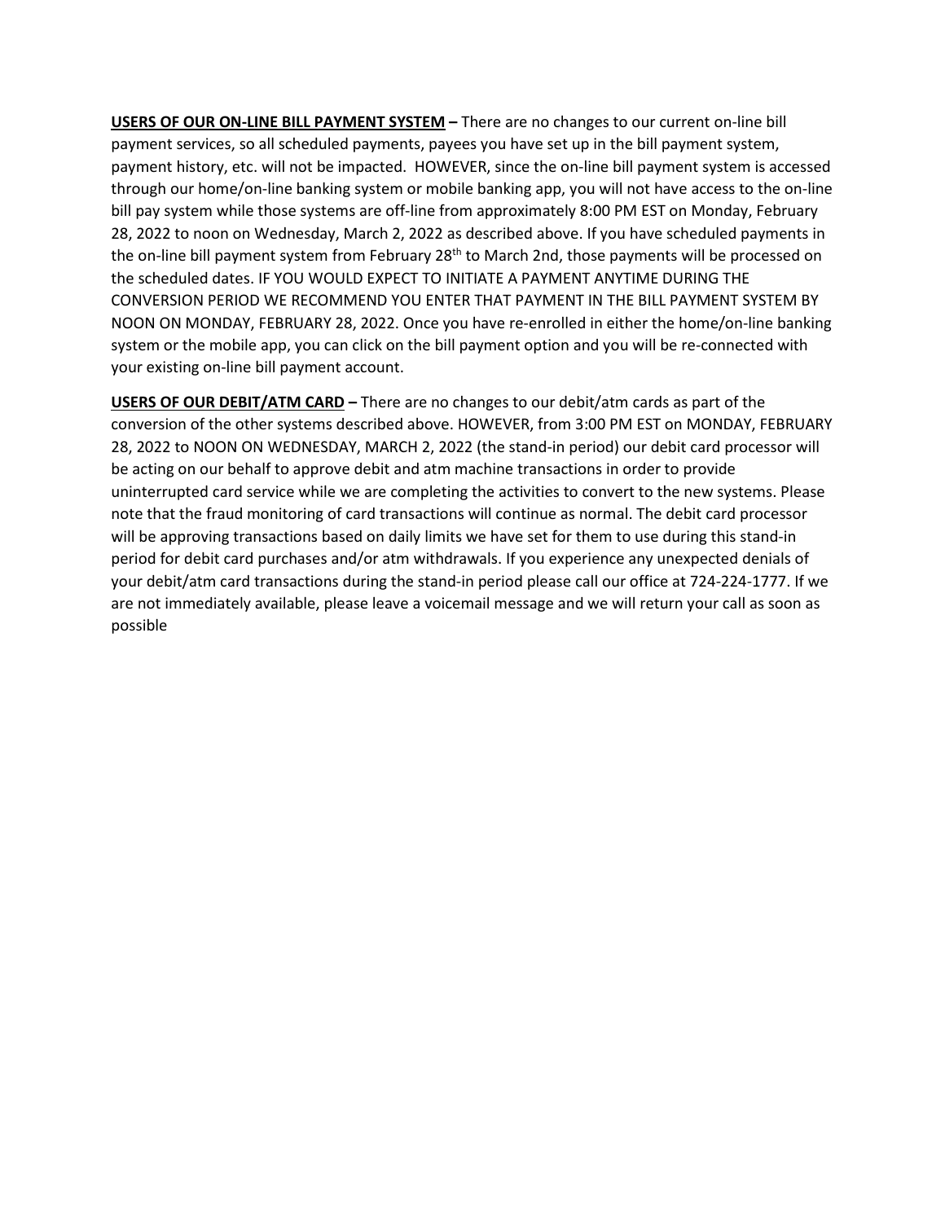**<u>USERS OF OUR ON-LINE BILL PAYMENT SYSTEM</u> –** There are no changes to our current on-line bill payment services, so all scheduled payments, payees you have set up in the bill payment system, payment history, etc. will not be impacted. HOWEVER, since the on-line bill payment system is accessed through our home/on-line banking system or mobile banking app, you will not have access to the on-line bill pay system while those systems are off-line from approximately 8:00 PM EST on Monday, February 28, 2022 to noon on Wednesday, March 2, 2022 as described above. If you have scheduled payments in the on-line bill payment system from February 28th to March 2nd, those payments will be processed on the scheduled dates. IF YOU WOULD EXPECT TO INITIATE A PAYMENT ANYTIME DURING THE CONVERSION PERIOD WE RECOMMEND YOU ENTER THAT PAYMENT IN THE BILL PAYMENT SYSTEM BY NOON ON MONDAY, FEBRUARY 28, 2022. Once you have re-enrolled in either the home/on-line banking system or the mobile app, you can click on the bill payment option and you will be re-connected with your existing on-line bill payment account.

**<u>USERS OF OUR DEBIT/ATM CARD</u> –** There are no changes to our debit/atm cards as part of the conversion of the other systems described above. HOWEVER, from 3:00 PM EST on MONDAY, FEBRUARY 28, 2022 to NOON ON WEDNESDAY, MARCH 2, 2022 (the stand-in period) our debit card processor will be acting on our behalf to approve debit and atm machine transactions in order to provide uninterrupted card service while we are completing the activities to convert to the new systems. Please note that the fraud monitoring of card transactions will continue as normal. The debit card processor will be approving transactions based on daily limits we have set for them to use during this stand-in period for debit card purchases and/or atm withdrawals. If you experience any unexpected denials of your debit/atm card transactions during the stand-in period please call our office at 724-224-1777. If we are not immediately available, please leave a voicemail message and we will return your call as soon as possible